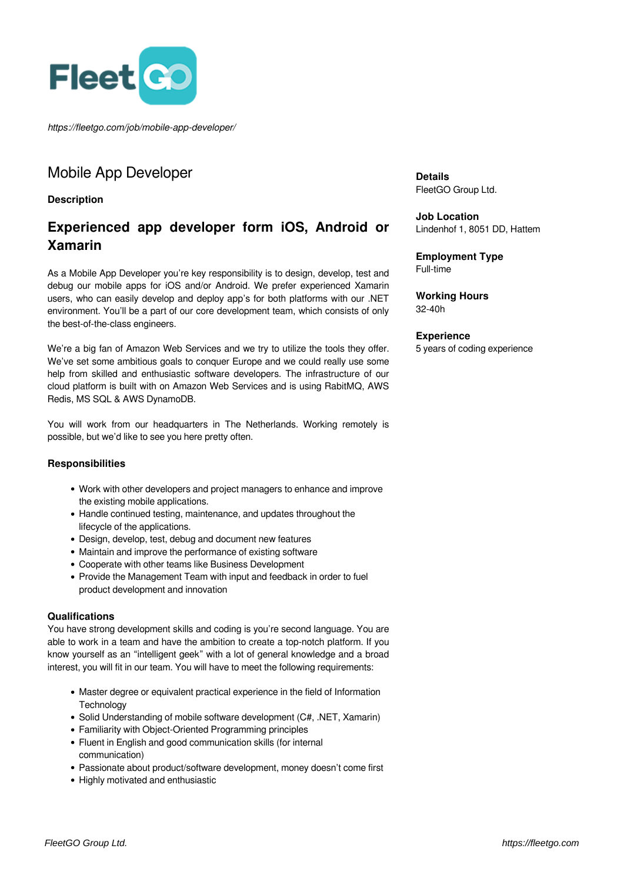https://fleetgo.com/job/mobile-app-developer/

# Mobile App Developer

**Description**

## Experienced app developer form iOS, Android or Xamarin

As a Mobile App Developer you're key responsibility is to design, develop, test and debug our mobile apps for iOS and/or Android. We prefer experienced Xamarin users, who can easily develop and deploy app's for both platforms with our .NET environment. You'll be a part of our core development team, which consists of only the best-of-the-class engineers.

We're a big fan of Amazon Web Services and we try to utilize the tools they offer. We've set some ambitious goals to conquer Europe and we could really use some help from skilled and enthusiastic software developers. The infrastructure of our cloud platform is built with on Amazon Web Services and is using RabitMQ, AWS Redis, MS SQL & AWS DynamoDB.

You will work from our headquarters in The Netherlands. Working remotely is possible, but we'd like to see you here pretty often.

**Responsibilities**

- Work with other developers and project managers to enhance and improve the existing mobile applications.
- Handle continued testing, maintenance, and updates throughout the lifecycle of the applications.
- Design, develop, test, debug and document new features
- Maintain and improve the performance of existing software
- Cooperate with other teams like Business Development
- Provide the Management Team with input and feedback in order to fuel product development and innovation

**Qualifications**

You have strong development skills and coding is you're second language. You are able to work in a team and have the ambition to create a top-notch platform. If you know yourself as an "intelligent geek" with a lot of general knowledge and a broad interest, you will fit in our team. You will have to meet the following requirements:

- Master degree or equivalent practical experience in the field of Information Technology
- Solid Understanding of mobile software development (C#, .NET, Xamarin)
- Familiarity with Object-Oriented Programming principles
- Fluent in English and good communication skills (for internal communication)
- Passionate about product/software development, money doesn't come first
- Highly motivated and enthusiastic

**Details**
FleetGO Group Ltd.

**Job Location**
Lindenhof 1, 8051 DD, Hattem

**Employment Type**
Full-time

**Working Hours**
32-40h

**Experience**
5 years of coding experience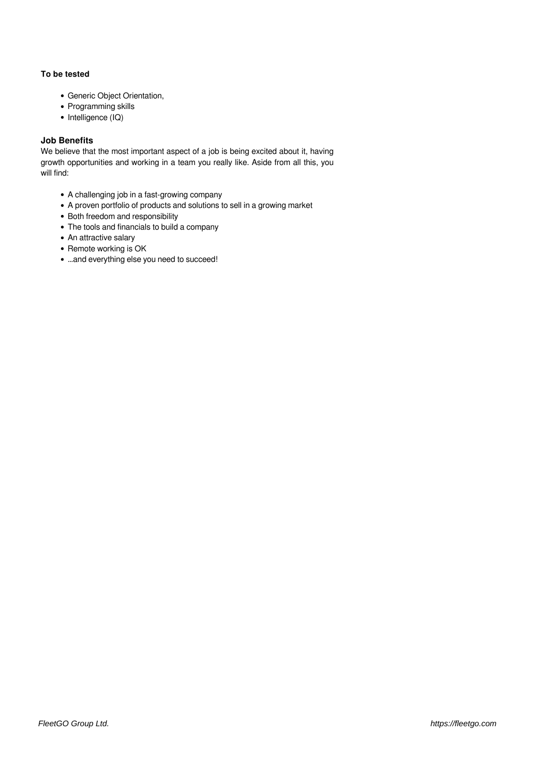**To be tested**

- Generic Object Orientation,
- Programming skills
- Intelligence (IQ)

### Job Benefits

We believe that the most important aspect of a job is being excited about it, having growth opportunities and working in a team you really like. Aside from all this, you will find:

- A challenging job in a fast-growing company
- A proven portfolio of products and solutions to sell in a growing market
- Both freedom and responsibility
- The tools and financials to build a company
- An attractive salary
- Remote working is OK
- ...and everything else you need to succeed!